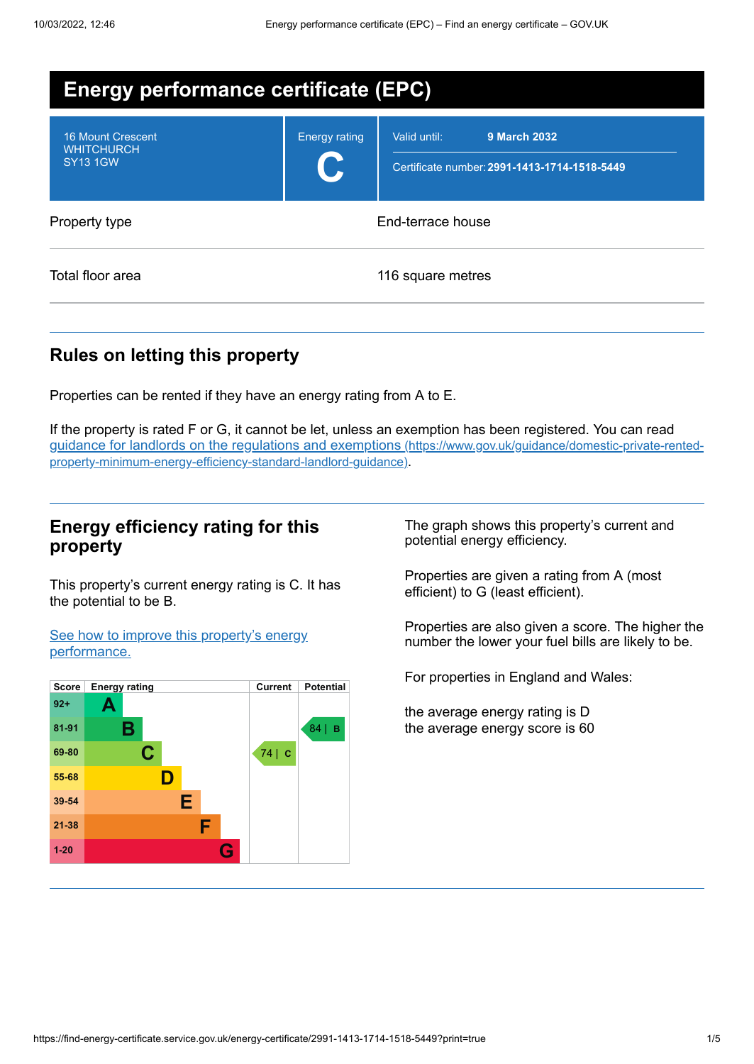# Energy performance certificate (EPC)

| | | |
|---|---|---|
| 16 Mount Crescent<br>WHITCHURCH<br>SY13 1GW | Energy rating<br>**C** | Valid until: **9 March 2032**<br>Certificate number: **2991-1413-1714-1518-5449** |

| | |
|---|---|
| Property type | End-terrace house |
| Total floor area | 116 square metres |

## Rules on letting this property

Properties can be rented if they have an energy rating from A to E.

If the property is rated F or G, it cannot be let, unless an exemption has been registered. You can read [guidance for landlords on the regulations and exemptions (https://www.gov.uk/guidance/domestic-private-rented-property-minimum-energy-efficiency-standard-landlord-guidance)](https://www.gov.uk/guidance/domestic-private-rented-property-minimum-energy-efficiency-standard-landlord-guidance).

## Energy efficiency rating for this property

This property's current energy rating is C. It has the potential to be B.

[See how to improve this property's energy performance.]()

| Score | Energy rating | Current | Potential |
|---|---|---|---|
| 92+ | A | | |
| 81-91 | B | | 84 \| B |
| 69-80 | C | 74 \| C | |
| 55-68 | D | | |
| 39-54 | E | | |
| 21-38 | F | | |
| 1-20 | G | | |

The graph shows this property's current and potential energy efficiency.

Properties are given a rating from A (most efficient) to G (least efficient).

Properties are also given a score. The higher the number the lower your fuel bills are likely to be.

For properties in England and Wales:

the average energy rating is D
the average energy score is 60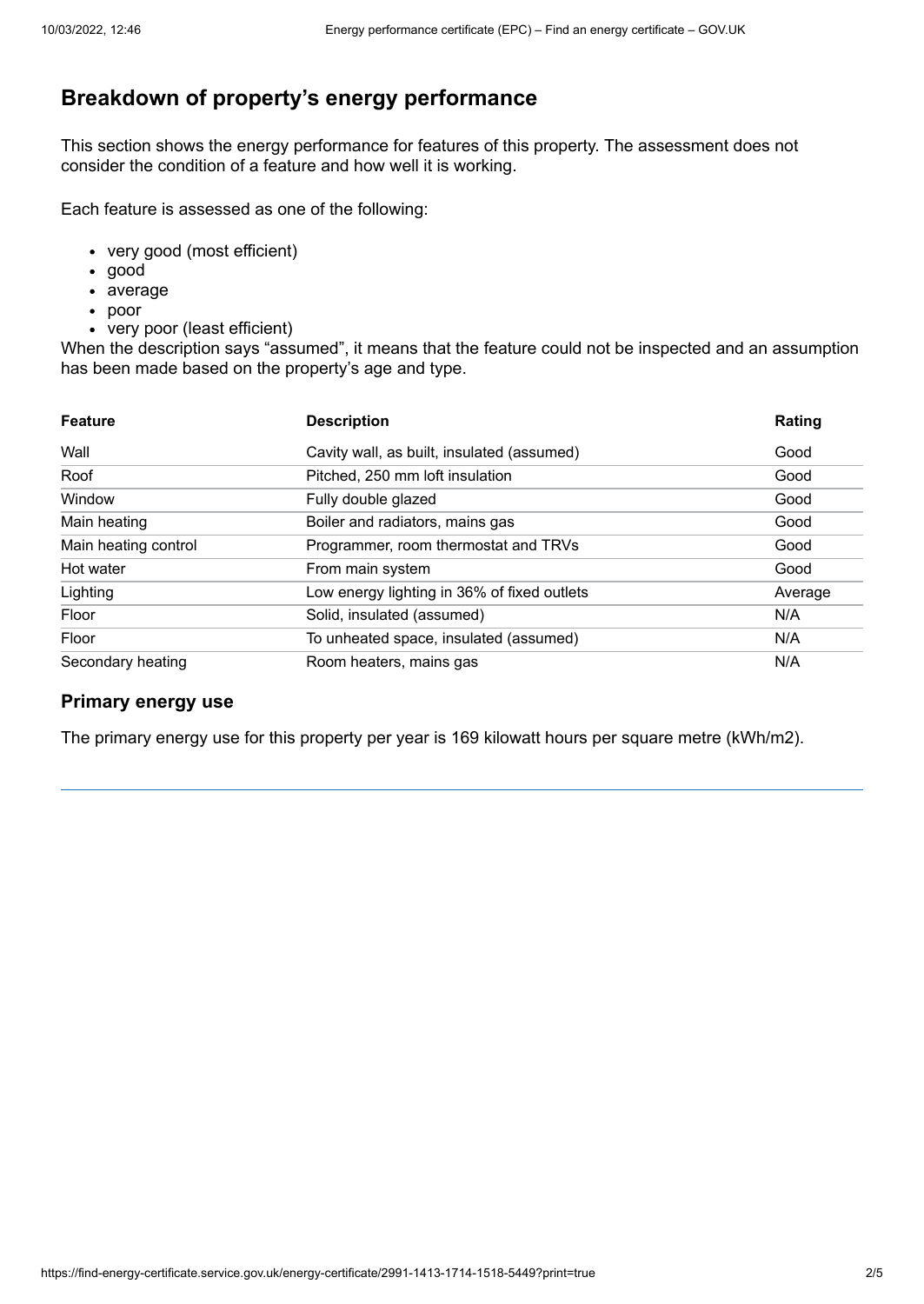## Breakdown of property's energy performance

This section shows the energy performance for features of this property. The assessment does not consider the condition of a feature and how well it is working.

Each feature is assessed as one of the following:

- very good (most efficient)
- good
- average
- poor
- very poor (least efficient)

When the description says "assumed", it means that the feature could not be inspected and an assumption has been made based on the property's age and type.

| Feature | Description | Rating |
| --- | --- | --- |
| Wall | Cavity wall, as built, insulated (assumed) | Good |
| Roof | Pitched, 250 mm loft insulation | Good |
| Window | Fully double glazed | Good |
| Main heating | Boiler and radiators, mains gas | Good |
| Main heating control | Programmer, room thermostat and TRVs | Good |
| Hot water | From main system | Good |
| Lighting | Low energy lighting in 36% of fixed outlets | Average |
| Floor | Solid, insulated (assumed) | N/A |
| Floor | To unheated space, insulated (assumed) | N/A |
| Secondary heating | Room heaters, mains gas | N/A |

### Primary energy use

The primary energy use for this property per year is 169 kilowatt hours per square metre (kWh/m2).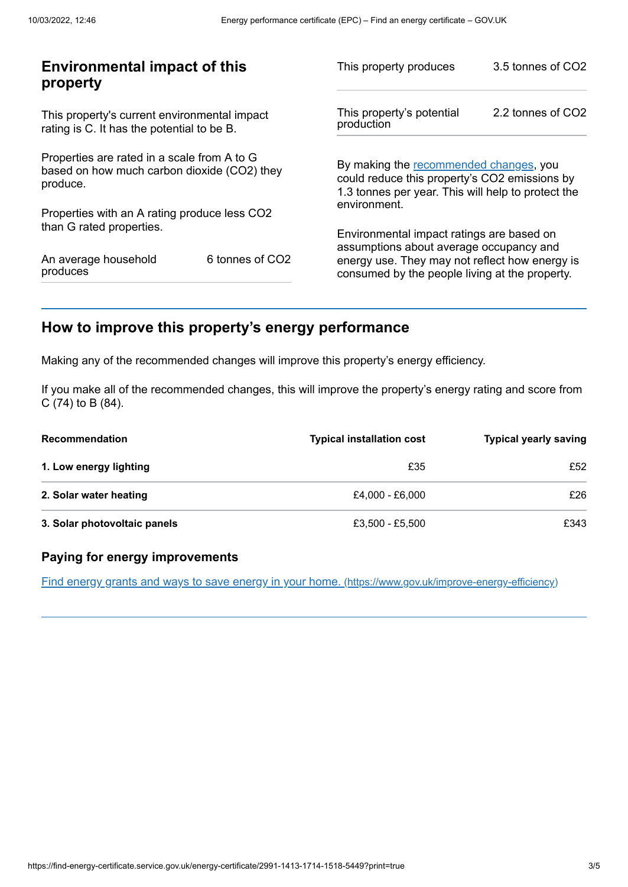## Environmental impact of this property

This property's current environmental impact rating is C. It has the potential to be B.

Properties are rated in a scale from A to G based on how much carbon dioxide ($CO_2$) they produce.

Properties with an A rating produce less $CO_2$ than G rated properties.

| | |
|---|---|
| An average household produces | 6 tonnes of $CO_2$ |

| | |
|---|---|
| This property produces | 3.5 tonnes of $CO_2$ |
| This property's potential production | 2.2 tonnes of $CO_2$ |

By making the [recommended changes](#), you could reduce this property's $CO_2$ emissions by 1.3 tonnes per year. This will help to protect the environment.

Environmental impact ratings are based on assumptions about average occupancy and energy use. They may not reflect how energy is consumed by the people living at the property.

## How to improve this property's energy performance

Making any of the recommended changes will improve this property's energy efficiency.

If you make all of the recommended changes, this will improve the property's energy rating and score from C (74) to B (84).

| Recommendation | Typical installation cost | Typical yearly saving |
|---|---|---|
| **1. Low energy lighting** | £35 | £52 |
| **2. Solar water heating** | £4,000 - £6,000 | £26 |
| **3. Solar photovoltaic panels** | £3,500 - £5,500 | £343 |

### Paying for energy improvements

[Find energy grants and ways to save energy in your home. (https://www.gov.uk/improve-energy-efficiency)](https://www.gov.uk/improve-energy-efficiency)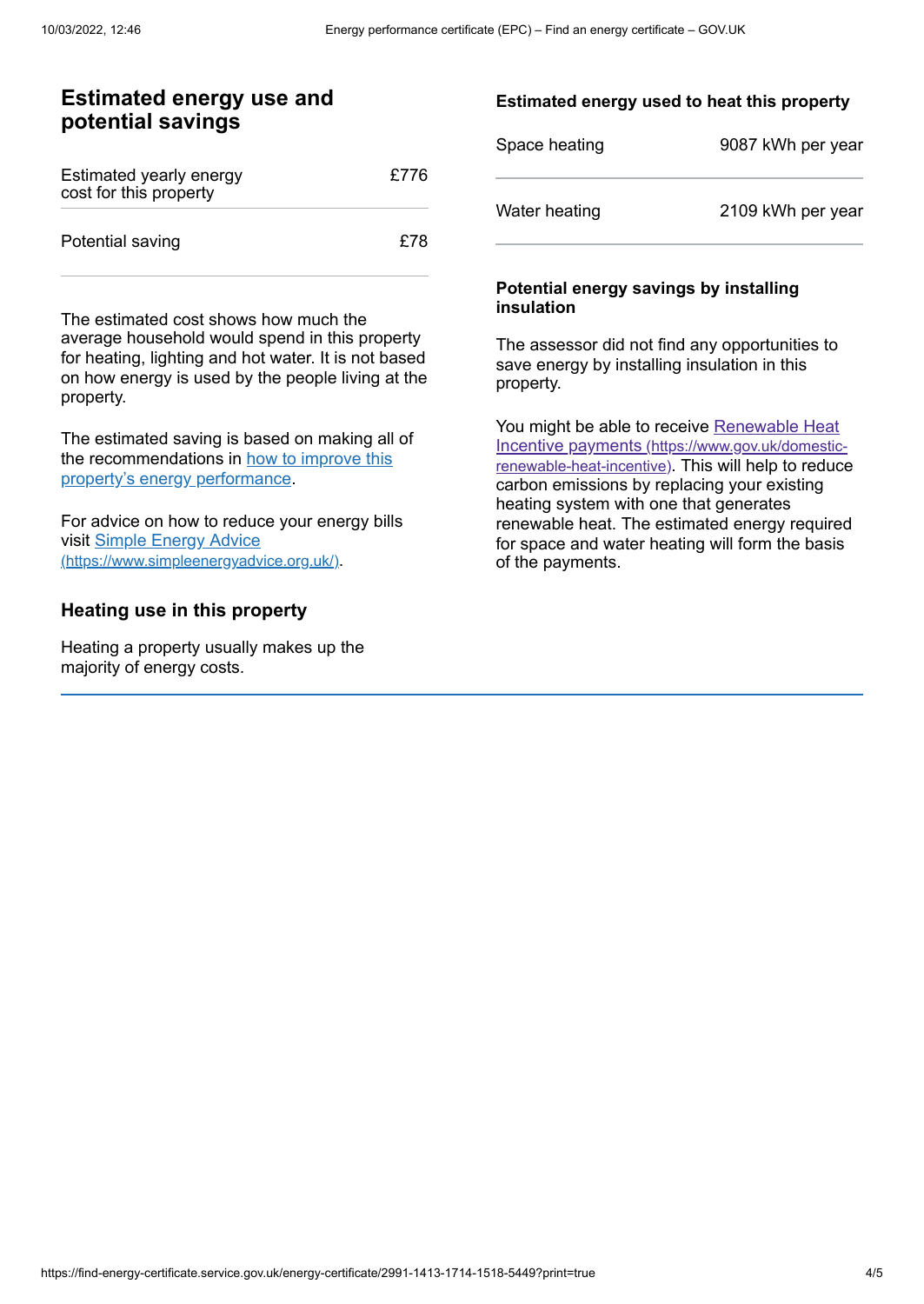## Estimated energy use and potential savings

| | |
|---|---|
| Estimated yearly energy cost for this property | £776 |
| Potential saving | £78 |

The estimated cost shows how much the average household would spend in this property for heating, lighting and hot water. It is not based on how energy is used by the people living at the property.

The estimated saving is based on making all of the recommendations in [how to improve this property's energy performance](#).

For advice on how to reduce your energy bills visit [Simple Energy Advice (https://www.simpleenergyadvice.org.uk/)](https://www.simpleenergyadvice.org.uk/).

## Heating use in this property

Heating a property usually makes up the majority of energy costs.

### Estimated energy used to heat this property

| | |
|---|---|
| Space heating | 9087 kWh per year |
| Water heating | 2109 kWh per year |

### Potential energy savings by installing insulation

The assessor did not find any opportunities to save energy by installing insulation in this property.

You might be able to receive [Renewable Heat Incentive payments (https://www.gov.uk/domestic-renewable-heat-incentive)](https://www.gov.uk/domestic-renewable-heat-incentive). This will help to reduce carbon emissions by replacing your existing heating system with one that generates renewable heat. The estimated energy required for space and water heating will form the basis of the payments.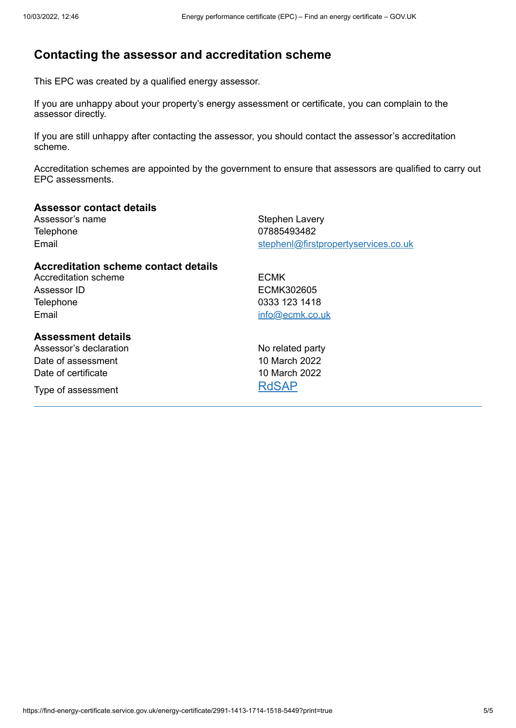## Contacting the assessor and accreditation scheme

This EPC was created by a qualified energy assessor.

If you are unhappy about your property's energy assessment or certificate, you can complain to the assessor directly.

If you are still unhappy after contacting the assessor, you should contact the assessor's accreditation scheme.

Accreditation schemes are appointed by the government to ensure that assessors are qualified to carry out EPC assessments.

### Assessor contact details

| | |
|---|---|
| Assessor's name | Stephen Lavery |
| Telephone | 07885493482 |
| Email | stephenl@firstpropertyservices.co.uk |

### Accreditation scheme contact details

| | |
|---|---|
| Accreditation scheme | ECMK |
| Assessor ID | ECMK302605 |
| Telephone | 0333 123 1418 |
| Email | info@ecmk.co.uk |

### Assessment details

| | |
|---|---|
| Assessor's declaration | No related party |
| Date of assessment | 10 March 2022 |
| Date of certificate | 10 March 2022 |
| Type of assessment | RdSAP |